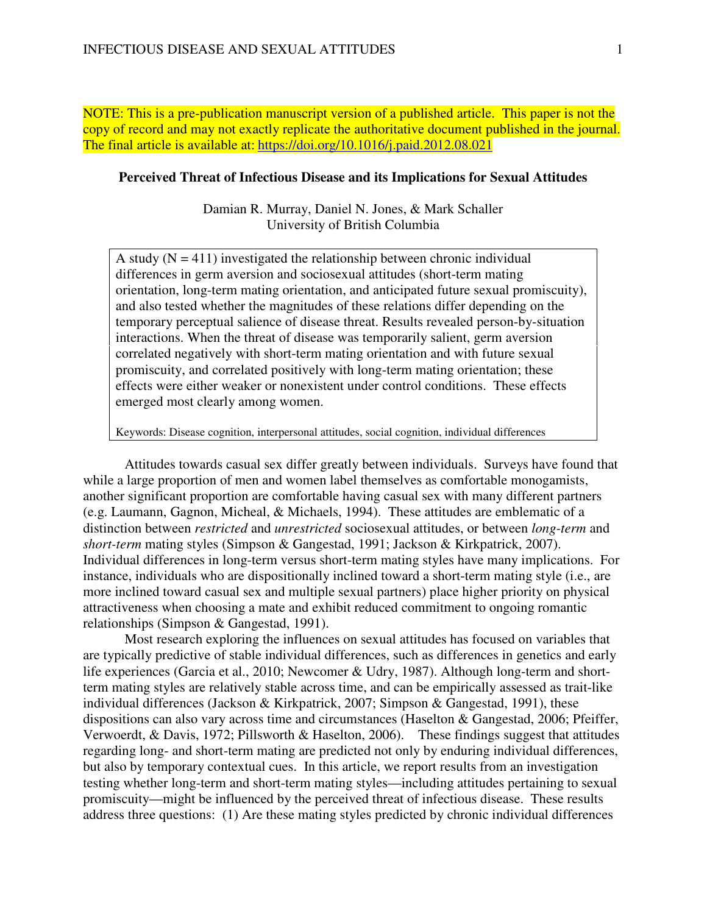NOTE: This is a pre-publication manuscript version of a published article. This paper is not the copy of record and may not exactly replicate the authoritative document published in the journal. The final article is available at: https://doi.org/10.1016/j.paid.2012.08.021

# Perceived Threat of Infectious Disease and its Implications for Sexual Attitudes

Damian R. Murray, Daniel N. Jones, & Mark Schaller
University of British Columbia

A study (N = 411) investigated the relationship between chronic individual differences in germ aversion and sociosexual attitudes (short-term mating orientation, long-term mating orientation, and anticipated future sexual promiscuity), and also tested whether the magnitudes of these relations differ depending on the temporary perceptual salience of disease threat. Results revealed person-by-situation interactions. When the threat of disease was temporarily salient, germ aversion correlated negatively with short-term mating orientation and with future sexual promiscuity, and correlated positively with long-term mating orientation; these effects were either weaker or nonexistent under control conditions. These effects emerged most clearly among women.

Keywords: Disease cognition, interpersonal attitudes, social cognition, individual differences

Attitudes towards casual sex differ greatly between individuals. Surveys have found that while a large proportion of men and women label themselves as comfortable monogamists, another significant proportion are comfortable having casual sex with many different partners (e.g. Laumann, Gagnon, Micheal, & Michaels, 1994). These attitudes are emblematic of a distinction between *restricted* and *unrestricted* sociosexual attitudes, or between *long-term* and *short-term* mating styles (Simpson & Gangestad, 1991; Jackson & Kirkpatrick, 2007). Individual differences in long-term versus short-term mating styles have many implications. For instance, individuals who are dispositionally inclined toward a short-term mating style (i.e., are more inclined toward casual sex and multiple sexual partners) place higher priority on physical attractiveness when choosing a mate and exhibit reduced commitment to ongoing romantic relationships (Simpson & Gangestad, 1991).

Most research exploring the influences on sexual attitudes has focused on variables that are typically predictive of stable individual differences, such as differences in genetics and early life experiences (Garcia et al., 2010; Newcomer & Udry, 1987). Although long-term and short-term mating styles are relatively stable across time, and can be empirically assessed as trait-like individual differences (Jackson & Kirkpatrick, 2007; Simpson & Gangestad, 1991), these dispositions can also vary across time and circumstances (Haselton & Gangestad, 2006; Pfeiffer, Verwoerdt, & Davis, 1972; Pillsworth & Haselton, 2006). These findings suggest that attitudes regarding long- and short-term mating are predicted not only by enduring individual differences, but also by temporary contextual cues. In this article, we report results from an investigation testing whether long-term and short-term mating styles—including attitudes pertaining to sexual promiscuity—might be influenced by the perceived threat of infectious disease. These results address three questions: (1) Are these mating styles predicted by chronic individual differences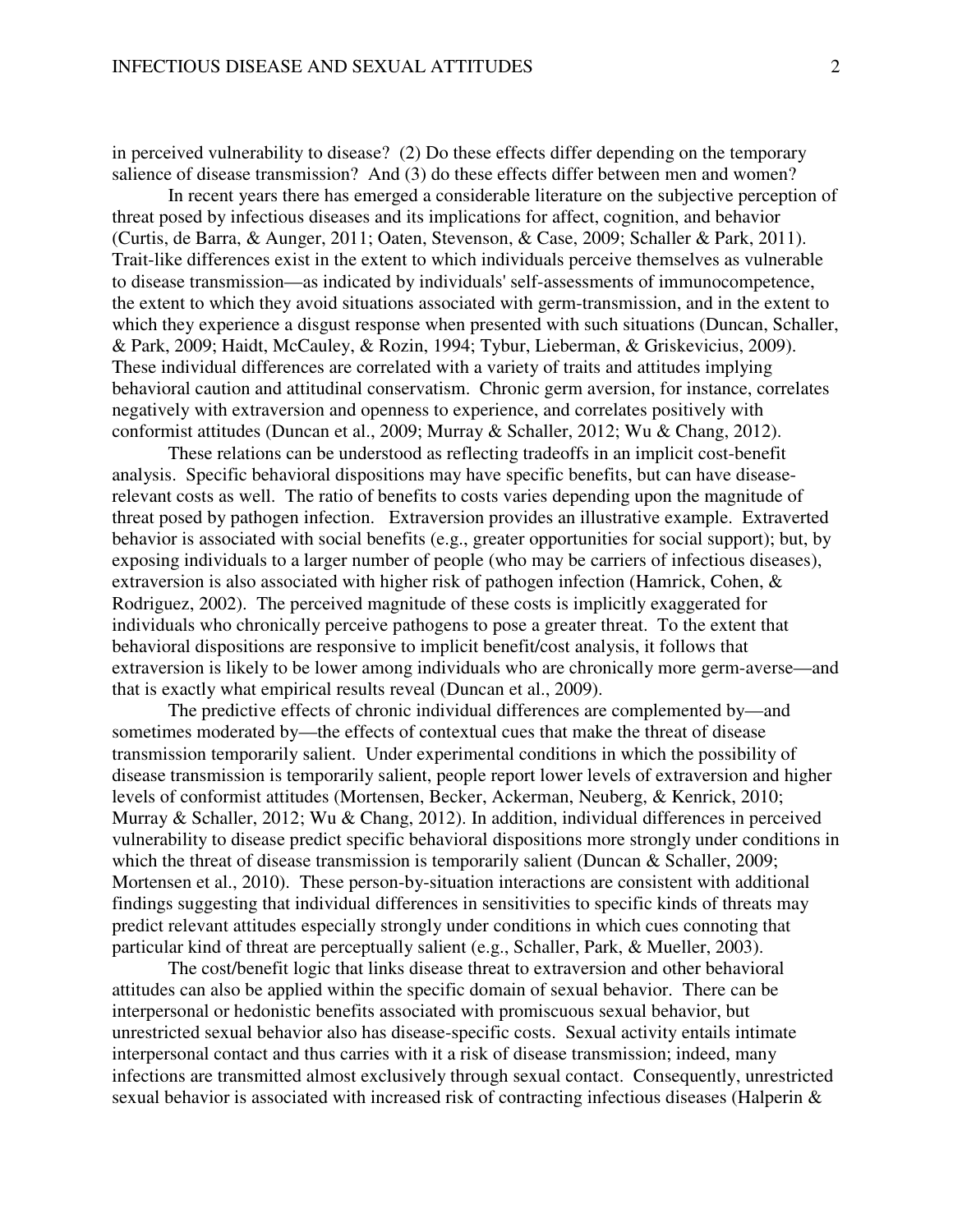in perceived vulnerability to disease? (2) Do these effects differ depending on the temporary salience of disease transmission? And (3) do these effects differ between men and women?

In recent years there has emerged a considerable literature on the subjective perception of threat posed by infectious diseases and its implications for affect, cognition, and behavior (Curtis, de Barra, & Aunger, 2011; Oaten, Stevenson, & Case, 2009; Schaller & Park, 2011). Trait-like differences exist in the extent to which individuals perceive themselves as vulnerable to disease transmission—as indicated by individuals' self-assessments of immunocompetence, the extent to which they avoid situations associated with germ-transmission, and in the extent to which they experience a disgust response when presented with such situations (Duncan, Schaller, & Park, 2009; Haidt, McCauley, & Rozin, 1994; Tybur, Lieberman, & Griskevicius, 2009). These individual differences are correlated with a variety of traits and attitudes implying behavioral caution and attitudinal conservatism. Chronic germ aversion, for instance, correlates negatively with extraversion and openness to experience, and correlates positively with conformist attitudes (Duncan et al., 2009; Murray & Schaller, 2012; Wu & Chang, 2012).

These relations can be understood as reflecting tradeoffs in an implicit cost-benefit analysis. Specific behavioral dispositions may have specific benefits, but can have disease-relevant costs as well. The ratio of benefits to costs varies depending upon the magnitude of threat posed by pathogen infection. Extraversion provides an illustrative example. Extraverted behavior is associated with social benefits (e.g., greater opportunities for social support); but, by exposing individuals to a larger number of people (who may be carriers of infectious diseases), extraversion is also associated with higher risk of pathogen infection (Hamrick, Cohen, & Rodriguez, 2002). The perceived magnitude of these costs is implicitly exaggerated for individuals who chronically perceive pathogens to pose a greater threat. To the extent that behavioral dispositions are responsive to implicit benefit/cost analysis, it follows that extraversion is likely to be lower among individuals who are chronically more germ-averse—and that is exactly what empirical results reveal (Duncan et al., 2009).

The predictive effects of chronic individual differences are complemented by—and sometimes moderated by—the effects of contextual cues that make the threat of disease transmission temporarily salient. Under experimental conditions in which the possibility of disease transmission is temporarily salient, people report lower levels of extraversion and higher levels of conformist attitudes (Mortensen, Becker, Ackerman, Neuberg, & Kenrick, 2010; Murray & Schaller, 2012; Wu & Chang, 2012). In addition, individual differences in perceived vulnerability to disease predict specific behavioral dispositions more strongly under conditions in which the threat of disease transmission is temporarily salient (Duncan & Schaller, 2009; Mortensen et al., 2010). These person-by-situation interactions are consistent with additional findings suggesting that individual differences in sensitivities to specific kinds of threats may predict relevant attitudes especially strongly under conditions in which cues connoting that particular kind of threat are perceptually salient (e.g., Schaller, Park, & Mueller, 2003).

The cost/benefit logic that links disease threat to extraversion and other behavioral attitudes can also be applied within the specific domain of sexual behavior. There can be interpersonal or hedonistic benefits associated with promiscuous sexual behavior, but unrestricted sexual behavior also has disease-specific costs. Sexual activity entails intimate interpersonal contact and thus carries with it a risk of disease transmission; indeed, many infections are transmitted almost exclusively through sexual contact. Consequently, unrestricted sexual behavior is associated with increased risk of contracting infectious diseases (Halperin &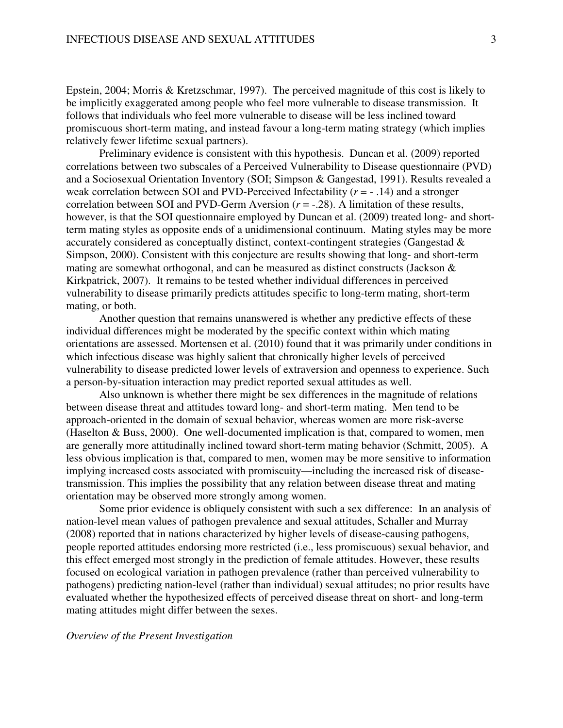Epstein, 2004; Morris & Kretzschmar, 1997). The perceived magnitude of this cost is likely to be implicitly exaggerated among people who feel more vulnerable to disease transmission. It follows that individuals who feel more vulnerable to disease will be less inclined toward promiscuous short-term mating, and instead favour a long-term mating strategy (which implies relatively fewer lifetime sexual partners).

Preliminary evidence is consistent with this hypothesis. Duncan et al. (2009) reported correlations between two subscales of a Perceived Vulnerability to Disease questionnaire (PVD) and a Sociosexual Orientation Inventory (SOI; Simpson & Gangestad, 1991). Results revealed a weak correlation between SOI and PVD-Perceived Infectability ($r = -.14$) and a stronger correlation between SOI and PVD-Germ Aversion ($r = -.28$). A limitation of these results, however, is that the SOI questionnaire employed by Duncan et al. (2009) treated long- and short-term mating styles as opposite ends of a unidimensional continuum. Mating styles may be more accurately considered as conceptually distinct, context-contingent strategies (Gangestad & Simpson, 2000). Consistent with this conjecture are results showing that long- and short-term mating are somewhat orthogonal, and can be measured as distinct constructs (Jackson & Kirkpatrick, 2007). It remains to be tested whether individual differences in perceived vulnerability to disease primarily predicts attitudes specific to long-term mating, short-term mating, or both.

Another question that remains unanswered is whether any predictive effects of these individual differences might be moderated by the specific context within which mating orientations are assessed. Mortensen et al. (2010) found that it was primarily under conditions in which infectious disease was highly salient that chronically higher levels of perceived vulnerability to disease predicted lower levels of extraversion and openness to experience. Such a person-by-situation interaction may predict reported sexual attitudes as well.

Also unknown is whether there might be sex differences in the magnitude of relations between disease threat and attitudes toward long- and short-term mating. Men tend to be approach-oriented in the domain of sexual behavior, whereas women are more risk-averse (Haselton & Buss, 2000). One well-documented implication is that, compared to women, men are generally more attitudinally inclined toward short-term mating behavior (Schmitt, 2005). A less obvious implication is that, compared to men, women may be more sensitive to information implying increased costs associated with promiscuity—including the increased risk of disease-transmission. This implies the possibility that any relation between disease threat and mating orientation may be observed more strongly among women.

Some prior evidence is obliquely consistent with such a sex difference: In an analysis of nation-level mean values of pathogen prevalence and sexual attitudes, Schaller and Murray (2008) reported that in nations characterized by higher levels of disease-causing pathogens, people reported attitudes endorsing more restricted (i.e., less promiscuous) sexual behavior, and this effect emerged most strongly in the prediction of female attitudes. However, these results focused on ecological variation in pathogen prevalence (rather than perceived vulnerability to pathogens) predicting nation-level (rather than individual) sexual attitudes; no prior results have evaluated whether the hypothesized effects of perceived disease threat on short- and long-term mating attitudes might differ between the sexes.

*Overview of the Present Investigation*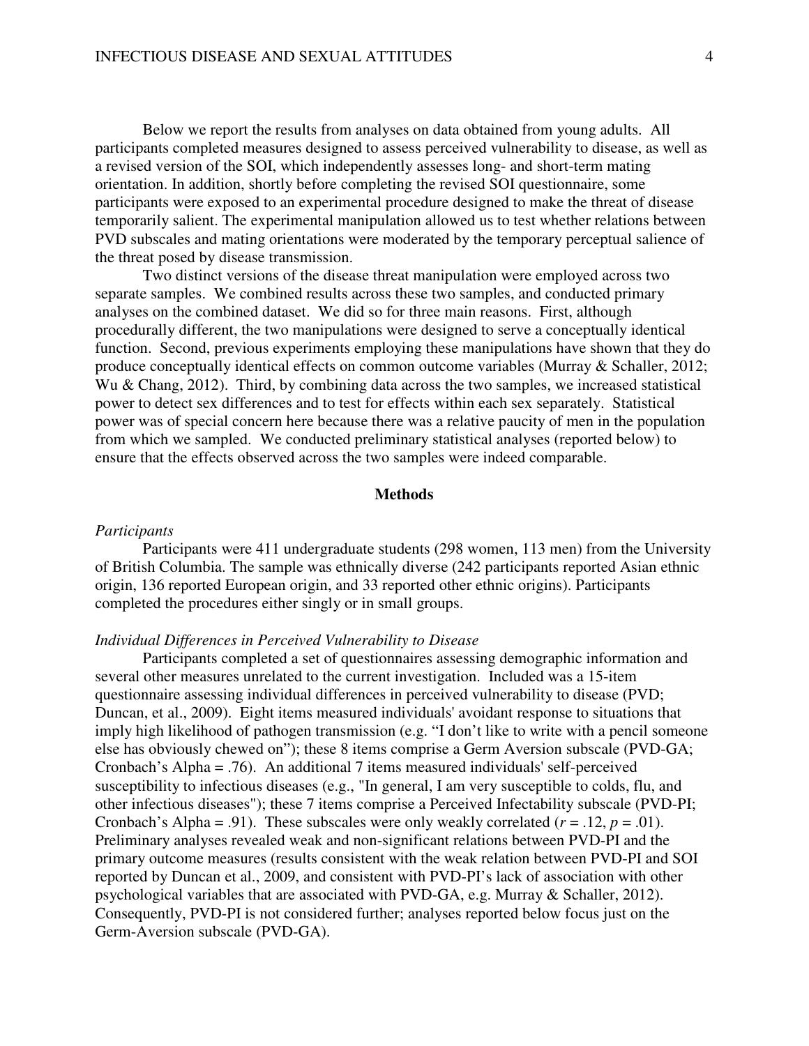Below we report the results from analyses on data obtained from young adults. All participants completed measures designed to assess perceived vulnerability to disease, as well as a revised version of the SOI, which independently assesses long- and short-term mating orientation. In addition, shortly before completing the revised SOI questionnaire, some participants were exposed to an experimental procedure designed to make the threat of disease temporarily salient. The experimental manipulation allowed us to test whether relations between PVD subscales and mating orientations were moderated by the temporary perceptual salience of the threat posed by disease transmission.

Two distinct versions of the disease threat manipulation were employed across two separate samples. We combined results across these two samples, and conducted primary analyses on the combined dataset. We did so for three main reasons. First, although procedurally different, the two manipulations were designed to serve a conceptually identical function. Second, previous experiments employing these manipulations have shown that they do produce conceptually identical effects on common outcome variables (Murray & Schaller, 2012; Wu & Chang, 2012). Third, by combining data across the two samples, we increased statistical power to detect sex differences and to test for effects within each sex separately. Statistical power was of special concern here because there was a relative paucity of men in the population from which we sampled. We conducted preliminary statistical analyses (reported below) to ensure that the effects observed across the two samples were indeed comparable.

## Methods

### *Participants*

Participants were 411 undergraduate students (298 women, 113 men) from the University of British Columbia. The sample was ethnically diverse (242 participants reported Asian ethnic origin, 136 reported European origin, and 33 reported other ethnic origins). Participants completed the procedures either singly or in small groups.

### *Individual Differences in Perceived Vulnerability to Disease*

Participants completed a set of questionnaires assessing demographic information and several other measures unrelated to the current investigation. Included was a 15-item questionnaire assessing individual differences in perceived vulnerability to disease (PVD; Duncan, et al., 2009). Eight items measured individuals' avoidant response to situations that imply high likelihood of pathogen transmission (e.g. "I don't like to write with a pencil someone else has obviously chewed on"); these 8 items comprise a Germ Aversion subscale (PVD-GA; Cronbach's Alpha = .76). An additional 7 items measured individuals' self-perceived susceptibility to infectious diseases (e.g., "In general, I am very susceptible to colds, flu, and other infectious diseases"); these 7 items comprise a Perceived Infectability subscale (PVD-PI; Cronbach's Alpha = .91). These subscales were only weakly correlated ($r = .12$, $p = .01$). Preliminary analyses revealed weak and non-significant relations between PVD-PI and the primary outcome measures (results consistent with the weak relation between PVD-PI and SOI reported by Duncan et al., 2009, and consistent with PVD-PI's lack of association with other psychological variables that are associated with PVD-GA, e.g. Murray & Schaller, 2012). Consequently, PVD-PI is not considered further; analyses reported below focus just on the Germ-Aversion subscale (PVD-GA).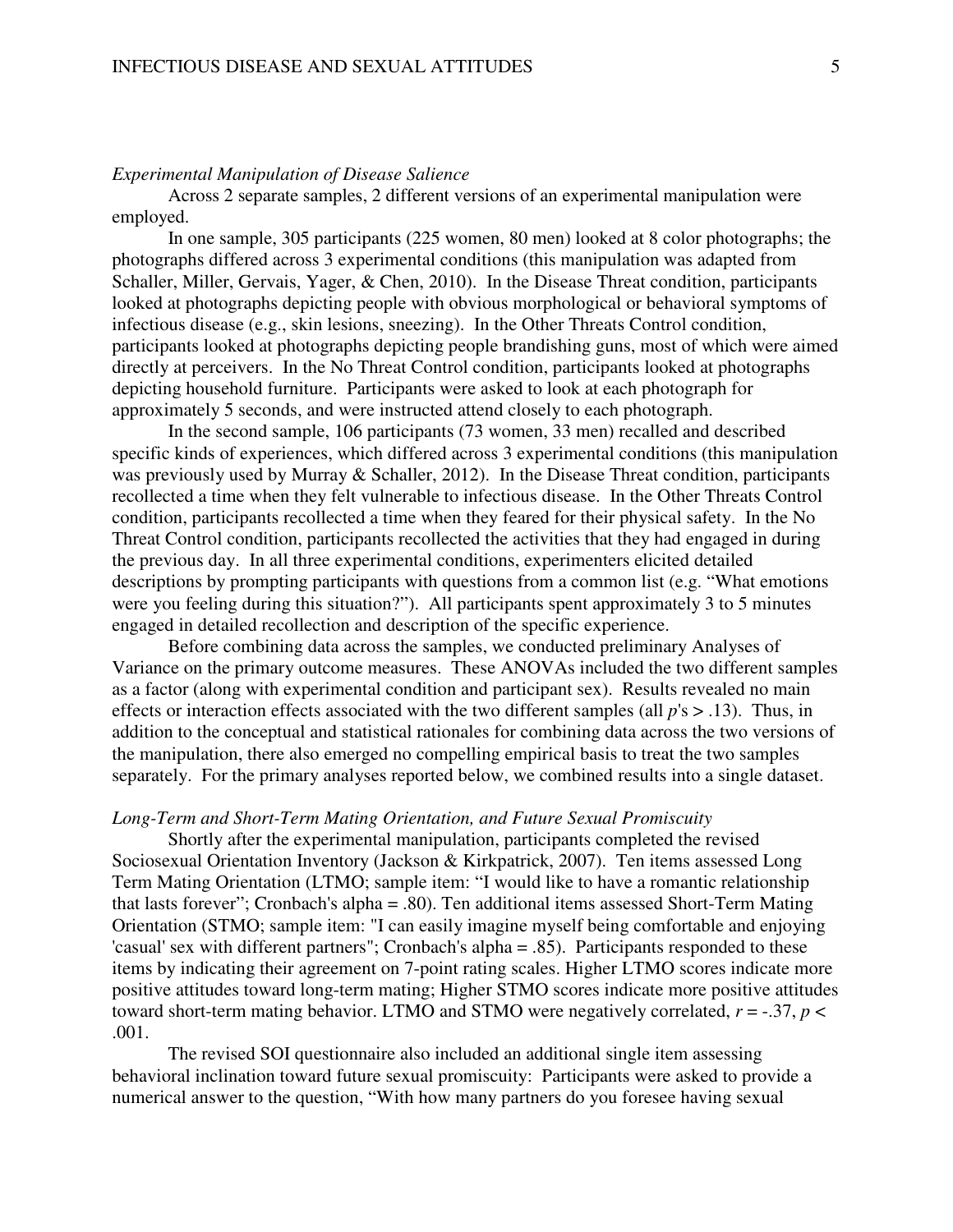*Experimental Manipulation of Disease Salience*

Across 2 separate samples, 2 different versions of an experimental manipulation were employed.

In one sample, 305 participants (225 women, 80 men) looked at 8 color photographs; the photographs differed across 3 experimental conditions (this manipulation was adapted from Schaller, Miller, Gervais, Yager, & Chen, 2010). In the Disease Threat condition, participants looked at photographs depicting people with obvious morphological or behavioral symptoms of infectious disease (e.g., skin lesions, sneezing). In the Other Threats Control condition, participants looked at photographs depicting people brandishing guns, most of which were aimed directly at perceivers. In the No Threat Control condition, participants looked at photographs depicting household furniture. Participants were asked to look at each photograph for approximately 5 seconds, and were instructed attend closely to each photograph.

In the second sample, 106 participants (73 women, 33 men) recalled and described specific kinds of experiences, which differed across 3 experimental conditions (this manipulation was previously used by Murray & Schaller, 2012). In the Disease Threat condition, participants recollected a time when they felt vulnerable to infectious disease. In the Other Threats Control condition, participants recollected a time when they feared for their physical safety. In the No Threat Control condition, participants recollected the activities that they had engaged in during the previous day. In all three experimental conditions, experimenters elicited detailed descriptions by prompting participants with questions from a common list (e.g. "What emotions were you feeling during this situation?"). All participants spent approximately 3 to 5 minutes engaged in detailed recollection and description of the specific experience.

Before combining data across the samples, we conducted preliminary Analyses of Variance on the primary outcome measures. These ANOVAs included the two different samples as a factor (along with experimental condition and participant sex). Results revealed no main effects or interaction effects associated with the two different samples (all $p$'s > .13). Thus, in addition to the conceptual and statistical rationales for combining data across the two versions of the manipulation, there also emerged no compelling empirical basis to treat the two samples separately. For the primary analyses reported below, we combined results into a single dataset.

*Long-Term and Short-Term Mating Orientation, and Future Sexual Promiscuity*

Shortly after the experimental manipulation, participants completed the revised Sociosexual Orientation Inventory (Jackson & Kirkpatrick, 2007). Ten items assessed Long Term Mating Orientation (LTMO; sample item: "I would like to have a romantic relationship that lasts forever"; Cronbach's alpha = .80). Ten additional items assessed Short-Term Mating Orientation (STMO; sample item: "I can easily imagine myself being comfortable and enjoying 'casual' sex with different partners"; Cronbach's alpha = .85). Participants responded to these items by indicating their agreement on 7-point rating scales. Higher LTMO scores indicate more positive attitudes toward long-term mating; Higher STMO scores indicate more positive attitudes toward short-term mating behavior. LTMO and STMO were negatively correlated, $r = -.37$, $p < .001$.

The revised SOI questionnaire also included an additional single item assessing behavioral inclination toward future sexual promiscuity: Participants were asked to provide a numerical answer to the question, "With how many partners do you foresee having sexual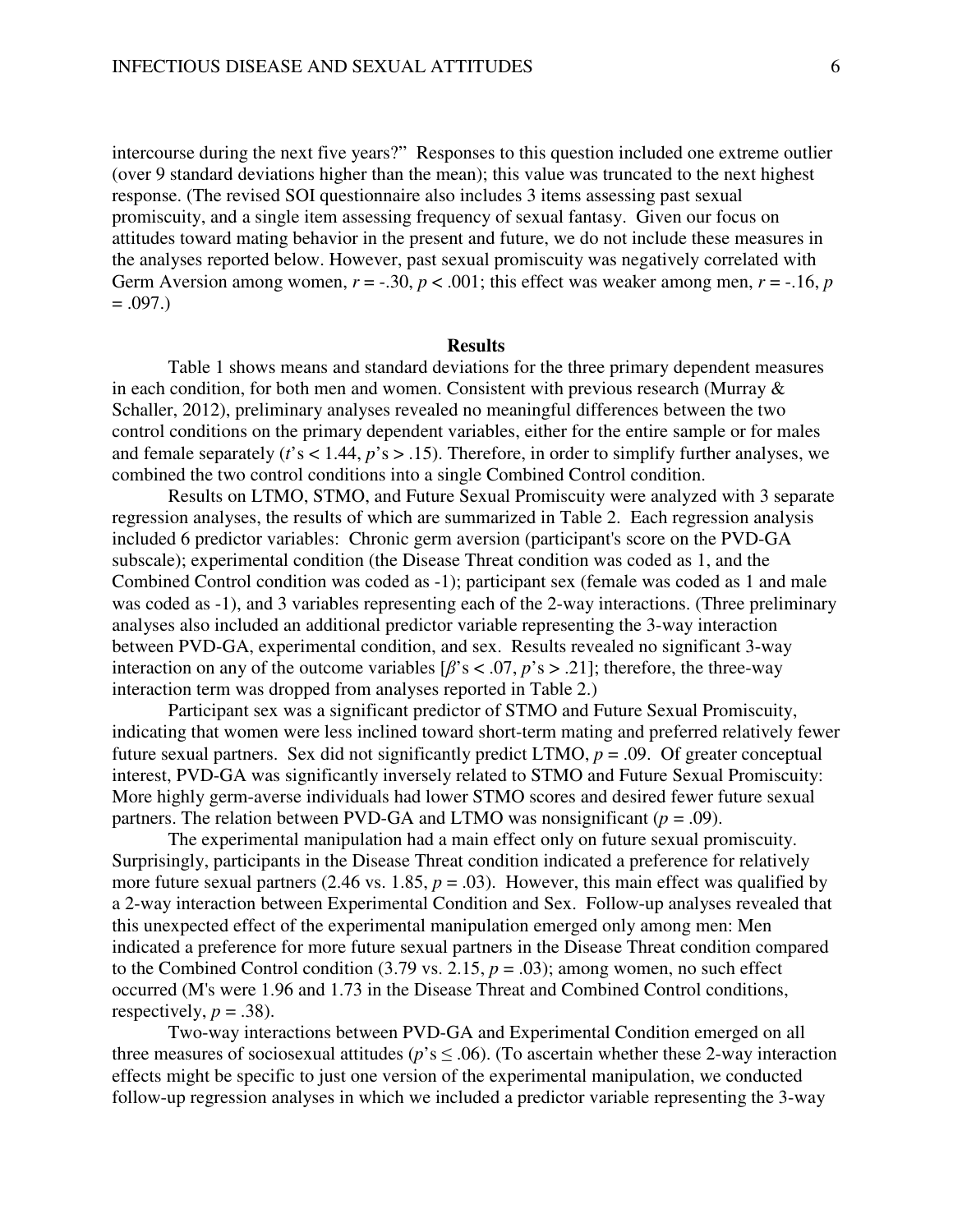intercourse during the next five years?" Responses to this question included one extreme outlier (over 9 standard deviations higher than the mean); this value was truncated to the next highest response. (The revised SOI questionnaire also includes 3 items assessing past sexual promiscuity, and a single item assessing frequency of sexual fantasy. Given our focus on attitudes toward mating behavior in the present and future, we do not include these measures in the analyses reported below. However, past sexual promiscuity was negatively correlated with Germ Aversion among women, $r = -.30$, $p < .001$; this effect was weaker among men, $r = -.16$, $p = .097$.)

## Results

Table 1 shows means and standard deviations for the three primary dependent measures in each condition, for both men and women. Consistent with previous research (Murray & Schaller, 2012), preliminary analyses revealed no meaningful differences between the two control conditions on the primary dependent variables, either for the entire sample or for males and female separately ($t$'s $< 1.44$, $p$'s $> .15$). Therefore, in order to simplify further analyses, we combined the two control conditions into a single Combined Control condition.

Results on LTMO, STMO, and Future Sexual Promiscuity were analyzed with 3 separate regression analyses, the results of which are summarized in Table 2. Each regression analysis included 6 predictor variables: Chronic germ aversion (participant's score on the PVD-GA subscale); experimental condition (the Disease Threat condition was coded as 1, and the Combined Control condition was coded as -1); participant sex (female was coded as 1 and male was coded as -1), and 3 variables representing each of the 2-way interactions. (Three preliminary analyses also included an additional predictor variable representing the 3-way interaction between PVD-GA, experimental condition, and sex. Results revealed no significant 3-way interaction on any of the outcome variables [$\beta$'s $< .07$, $p$'s $> .21$]; therefore, the three-way interaction term was dropped from analyses reported in Table 2.)

Participant sex was a significant predictor of STMO and Future Sexual Promiscuity, indicating that women were less inclined toward short-term mating and preferred relatively fewer future sexual partners. Sex did not significantly predict LTMO, $p = .09$. Of greater conceptual interest, PVD-GA was significantly inversely related to STMO and Future Sexual Promiscuity: More highly germ-averse individuals had lower STMO scores and desired fewer future sexual partners. The relation between PVD-GA and LTMO was nonsignificant ($p = .09$).

The experimental manipulation had a main effect only on future sexual promiscuity. Surprisingly, participants in the Disease Threat condition indicated a preference for relatively more future sexual partners (2.46 vs. 1.85, $p = .03$). However, this main effect was qualified by a 2-way interaction between Experimental Condition and Sex. Follow-up analyses revealed that this unexpected effect of the experimental manipulation emerged only among men: Men indicated a preference for more future sexual partners in the Disease Threat condition compared to the Combined Control condition (3.79 vs. 2.15, $p = .03$); among women, no such effect occurred (M's were 1.96 and 1.73 in the Disease Threat and Combined Control conditions, respectively, $p = .38$).

Two-way interactions between PVD-GA and Experimental Condition emerged on all three measures of sociosexual attitudes ($p$'s $\leq .06$). (To ascertain whether these 2-way interaction effects might be specific to just one version of the experimental manipulation, we conducted follow-up regression analyses in which we included a predictor variable representing the 3-way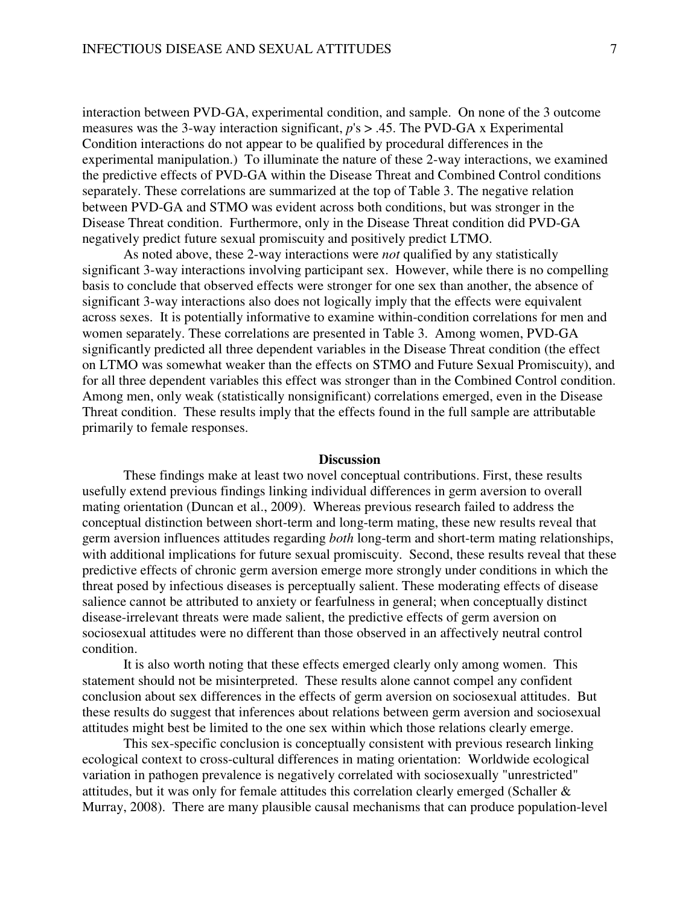interaction between PVD-GA, experimental condition, and sample. On none of the 3 outcome measures was the 3-way interaction significant, $p$'s > .45. The PVD-GA x Experimental Condition interactions do not appear to be qualified by procedural differences in the experimental manipulation.) To illuminate the nature of these 2-way interactions, we examined the predictive effects of PVD-GA within the Disease Threat and Combined Control conditions separately. These correlations are summarized at the top of Table 3. The negative relation between PVD-GA and STMO was evident across both conditions, but was stronger in the Disease Threat condition. Furthermore, only in the Disease Threat condition did PVD-GA negatively predict future sexual promiscuity and positively predict LTMO.

As noted above, these 2-way interactions were *not* qualified by any statistically significant 3-way interactions involving participant sex. However, while there is no compelling basis to conclude that observed effects were stronger for one sex than another, the absence of significant 3-way interactions also does not logically imply that the effects were equivalent across sexes. It is potentially informative to examine within-condition correlations for men and women separately. These correlations are presented in Table 3. Among women, PVD-GA significantly predicted all three dependent variables in the Disease Threat condition (the effect on LTMO was somewhat weaker than the effects on STMO and Future Sexual Promiscuity), and for all three dependent variables this effect was stronger than in the Combined Control condition. Among men, only weak (statistically nonsignificant) correlations emerged, even in the Disease Threat condition. These results imply that the effects found in the full sample are attributable primarily to female responses.

## Discussion

These findings make at least two novel conceptual contributions. First, these results usefully extend previous findings linking individual differences in germ aversion to overall mating orientation (Duncan et al., 2009). Whereas previous research failed to address the conceptual distinction between short-term and long-term mating, these new results reveal that germ aversion influences attitudes regarding *both* long-term and short-term mating relationships, with additional implications for future sexual promiscuity. Second, these results reveal that these predictive effects of chronic germ aversion emerge more strongly under conditions in which the threat posed by infectious diseases is perceptually salient. These moderating effects of disease salience cannot be attributed to anxiety or fearfulness in general; when conceptually distinct disease-irrelevant threats were made salient, the predictive effects of germ aversion on sociosexual attitudes were no different than those observed in an affectively neutral control condition.

It is also worth noting that these effects emerged clearly only among women. This statement should not be misinterpreted. These results alone cannot compel any confident conclusion about sex differences in the effects of germ aversion on sociosexual attitudes. But these results do suggest that inferences about relations between germ aversion and sociosexual attitudes might best be limited to the one sex within which those relations clearly emerge.

This sex-specific conclusion is conceptually consistent with previous research linking ecological context to cross-cultural differences in mating orientation: Worldwide ecological variation in pathogen prevalence is negatively correlated with sociosexually "unrestricted" attitudes, but it was only for female attitudes this correlation clearly emerged (Schaller & Murray, 2008). There are many plausible causal mechanisms that can produce population-level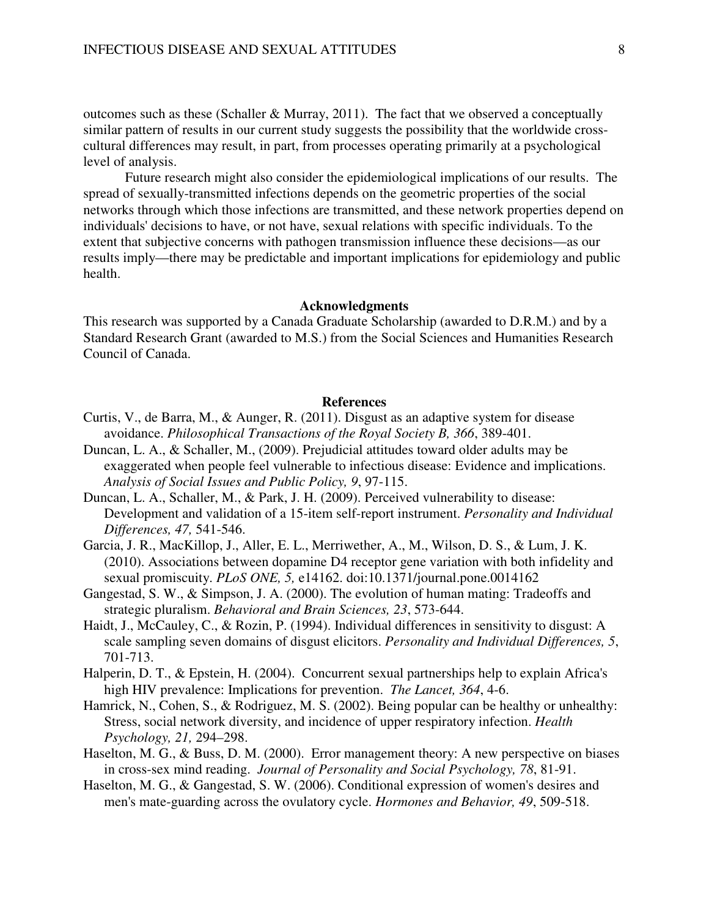outcomes such as these (Schaller & Murray, 2011). The fact that we observed a conceptually similar pattern of results in our current study suggests the possibility that the worldwide cross-cultural differences may result, in part, from processes operating primarily at a psychological level of analysis.

Future research might also consider the epidemiological implications of our results. The spread of sexually-transmitted infections depends on the geometric properties of the social networks through which those infections are transmitted, and these network properties depend on individuals' decisions to have, or not have, sexual relations with specific individuals. To the extent that subjective concerns with pathogen transmission influence these decisions—as our results imply—there may be predictable and important implications for epidemiology and public health.

**Acknowledgments**

This research was supported by a Canada Graduate Scholarship (awarded to D.R.M.) and by a Standard Research Grant (awarded to M.S.) from the Social Sciences and Humanities Research Council of Canada.

**References**

Curtis, V., de Barra, M., & Aunger, R. (2011). Disgust as an adaptive system for disease avoidance. *Philosophical Transactions of the Royal Society B, 366*, 389-401.

Duncan, L. A., & Schaller, M., (2009). Prejudicial attitudes toward older adults may be exaggerated when people feel vulnerable to infectious disease: Evidence and implications. *Analysis of Social Issues and Public Policy, 9*, 97-115.

Duncan, L. A., Schaller, M., & Park, J. H. (2009). Perceived vulnerability to disease: Development and validation of a 15-item self-report instrument. *Personality and Individual Differences, 47,* 541-546.

Garcia, J. R., MacKillop, J., Aller, E. L., Merriwether, A., M., Wilson, D. S., & Lum, J. K. (2010). Associations between dopamine D4 receptor gene variation with both infidelity and sexual promiscuity. *PLoS ONE, 5,* e14162. doi:10.1371/journal.pone.0014162

Gangestad, S. W., & Simpson, J. A. (2000). The evolution of human mating: Tradeoffs and strategic pluralism. *Behavioral and Brain Sciences, 23*, 573-644.

Haidt, J., McCauley, C., & Rozin, P. (1994). Individual differences in sensitivity to disgust: A scale sampling seven domains of disgust elicitors. *Personality and Individual Differences, 5*, 701-713.

Halperin, D. T., & Epstein, H. (2004). Concurrent sexual partnerships help to explain Africa's high HIV prevalence: Implications for prevention. *The Lancet, 364*, 4-6.

Hamrick, N., Cohen, S., & Rodriguez, M. S. (2002). Being popular can be healthy or unhealthy: Stress, social network diversity, and incidence of upper respiratory infection. *Health Psychology, 21,* 294–298.

Haselton, M. G., & Buss, D. M. (2000). Error management theory: A new perspective on biases in cross-sex mind reading. *Journal of Personality and Social Psychology, 78*, 81-91.

Haselton, M. G., & Gangestad, S. W. (2006). Conditional expression of women's desires and men's mate-guarding across the ovulatory cycle. *Hormones and Behavior, 49*, 509-518.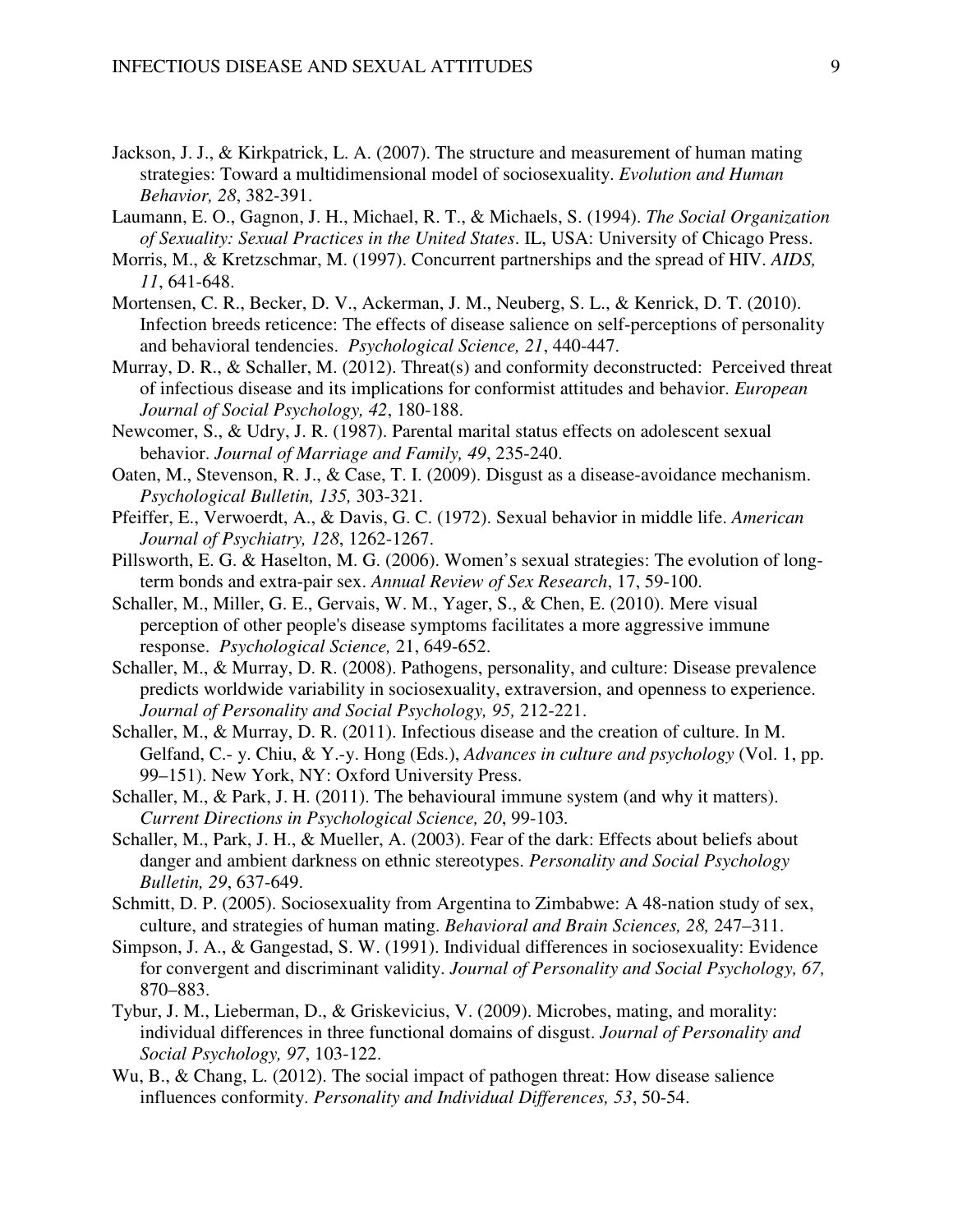Jackson, J. J., & Kirkpatrick, L. A. (2007). The structure and measurement of human mating strategies: Toward a multidimensional model of sociosexuality. *Evolution and Human Behavior, 28*, 382-391.

Laumann, E. O., Gagnon, J. H., Michael, R. T., & Michaels, S. (1994). *The Social Organization of Sexuality: Sexual Practices in the United States*. IL, USA: University of Chicago Press.

Morris, M., & Kretzschmar, M. (1997). Concurrent partnerships and the spread of HIV. *AIDS, 11*, 641-648.

Mortensen, C. R., Becker, D. V., Ackerman, J. M., Neuberg, S. L., & Kenrick, D. T. (2010). Infection breeds reticence: The effects of disease salience on self-perceptions of personality and behavioral tendencies. *Psychological Science, 21*, 440-447.

Murray, D. R., & Schaller, M. (2012). Threat(s) and conformity deconstructed: Perceived threat of infectious disease and its implications for conformist attitudes and behavior. *European Journal of Social Psychology, 42*, 180-188.

Newcomer, S., & Udry, J. R. (1987). Parental marital status effects on adolescent sexual behavior. *Journal of Marriage and Family, 49*, 235-240.

Oaten, M., Stevenson, R. J., & Case, T. I. (2009). Disgust as a disease-avoidance mechanism. *Psychological Bulletin, 135,* 303-321.

Pfeiffer, E., Verwoerdt, A., & Davis, G. C. (1972). Sexual behavior in middle life. *American Journal of Psychiatry, 128*, 1262-1267.

Pillsworth, E. G. & Haselton, M. G. (2006). Women's sexual strategies: The evolution of long-term bonds and extra-pair sex. *Annual Review of Sex Research*, 17, 59-100.

Schaller, M., Miller, G. E., Gervais, W. M., Yager, S., & Chen, E. (2010). Mere visual perception of other people's disease symptoms facilitates a more aggressive immune response. *Psychological Science,* 21, 649-652.

Schaller, M., & Murray, D. R. (2008). Pathogens, personality, and culture: Disease prevalence predicts worldwide variability in sociosexuality, extraversion, and openness to experience. *Journal of Personality and Social Psychology, 95,* 212-221.

Schaller, M., & Murray, D. R. (2011). Infectious disease and the creation of culture. In M. Gelfand, C.- y. Chiu, & Y.-y. Hong (Eds.), *Advances in culture and psychology* (Vol. 1, pp. 99–151). New York, NY: Oxford University Press.

Schaller, M., & Park, J. H. (2011). The behavioural immune system (and why it matters). *Current Directions in Psychological Science, 20*, 99-103.

Schaller, M., Park, J. H., & Mueller, A. (2003). Fear of the dark: Effects about beliefs about danger and ambient darkness on ethnic stereotypes. *Personality and Social Psychology Bulletin, 29*, 637-649.

Schmitt, D. P. (2005). Sociosexuality from Argentina to Zimbabwe: A 48-nation study of sex, culture, and strategies of human mating. *Behavioral and Brain Sciences, 28,* 247–311.

Simpson, J. A., & Gangestad, S. W. (1991). Individual differences in sociosexuality: Evidence for convergent and discriminant validity. *Journal of Personality and Social Psychology, 67,* 870–883.

Tybur, J. M., Lieberman, D., & Griskevicius, V. (2009). Microbes, mating, and morality: individual differences in three functional domains of disgust. *Journal of Personality and Social Psychology, 97*, 103-122.

Wu, B., & Chang, L. (2012). The social impact of pathogen threat: How disease salience influences conformity. *Personality and Individual Differences, 53*, 50-54.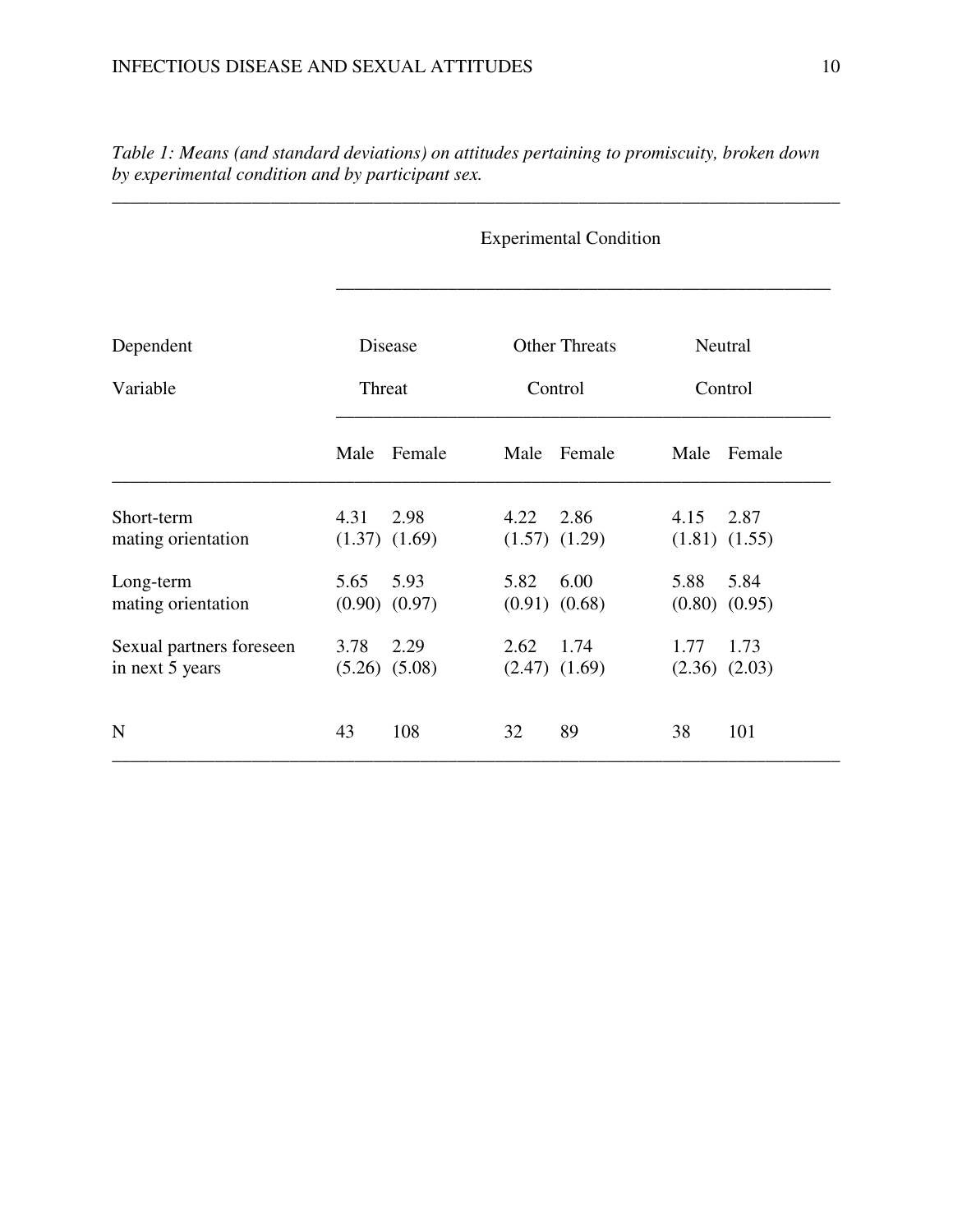*Table 1: Means (and standard deviations) on attitudes pertaining to promiscuity, broken down by experimental condition and by participant sex.*

| Dependent Variable | Experimental Condition | | | | | |
|---|---|---|---|---|---|---|
| | Disease Threat | | Other Threats Control | | Neutral Control | |
| | Male | Female | Male | Female | Male | Female |
| Short-term mating orientation | 4.31 (1.37) | 2.98 (1.69) | 4.22 (1.57) | 2.86 (1.29) | 4.15 (1.81) | 2.87 (1.55) |
| Long-term mating orientation | 5.65 (0.90) | 5.93 (0.97) | 5.82 (0.91) | 6.00 (0.68) | 5.88 (0.80) | 5.84 (0.95) |
| Sexual partners foreseen in next 5 years | 3.78 (5.26) | 2.29 (5.08) | 2.62 (2.47) | 1.74 (1.69) | 1.77 (2.36) | 1.73 (2.03) |
| N | 43 | 108 | 32 | 89 | 38 | 101 |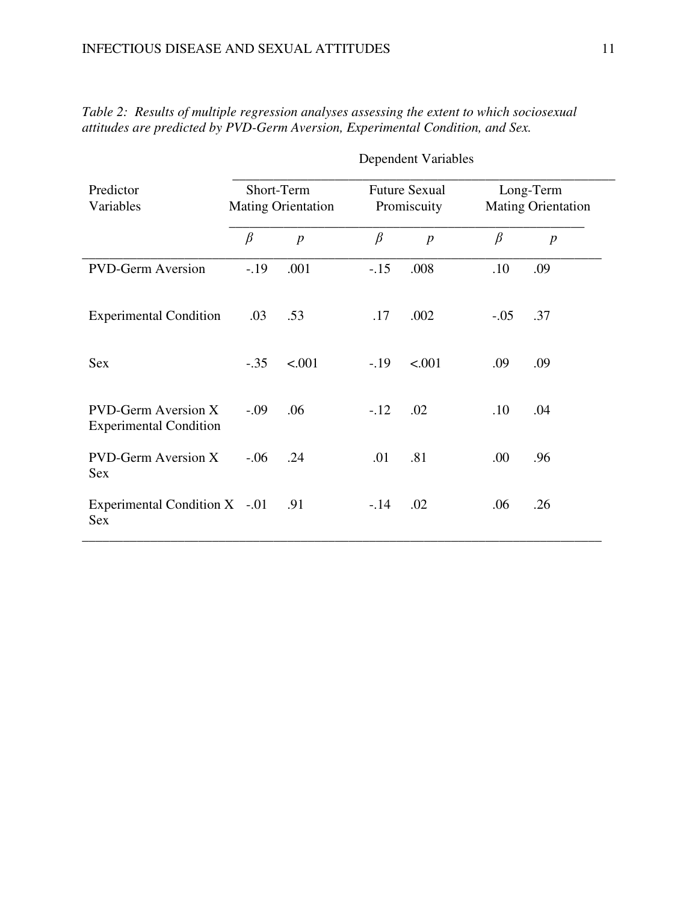*Table 2: Results of multiple regression analyses assessing the extent to which sociosexual attitudes are predicted by PVD-Germ Aversion, Experimental Condition, and Sex.*

| Predictor Variables | Dependent Variables | | | | | |
|---|---|---|---|---|---|---|
| | Short-Term Mating Orientation | | Future Sexual Promiscuity | | Long-Term Mating Orientation | |
| | $\beta$ | $p$ | $\beta$ | $p$ | $\beta$ | $p$ |
| PVD-Germ Aversion | -.19 | .001 | -.15 | .008 | .10 | .09 |
| Experimental Condition | .03 | .53 | .17 | .002 | -.05 | .37 |
| Sex | -.35 | <.001 | -.19 | <.001 | .09 | .09 |
| PVD-Germ Aversion X Experimental Condition | -.09 | .06 | -.12 | .02 | .10 | .04 |
| PVD-Germ Aversion X Sex | -.06 | .24 | .01 | .81 | .00 | .96 |
| Experimental Condition X Sex | -.01 | .91 | -.14 | .02 | .06 | .26 |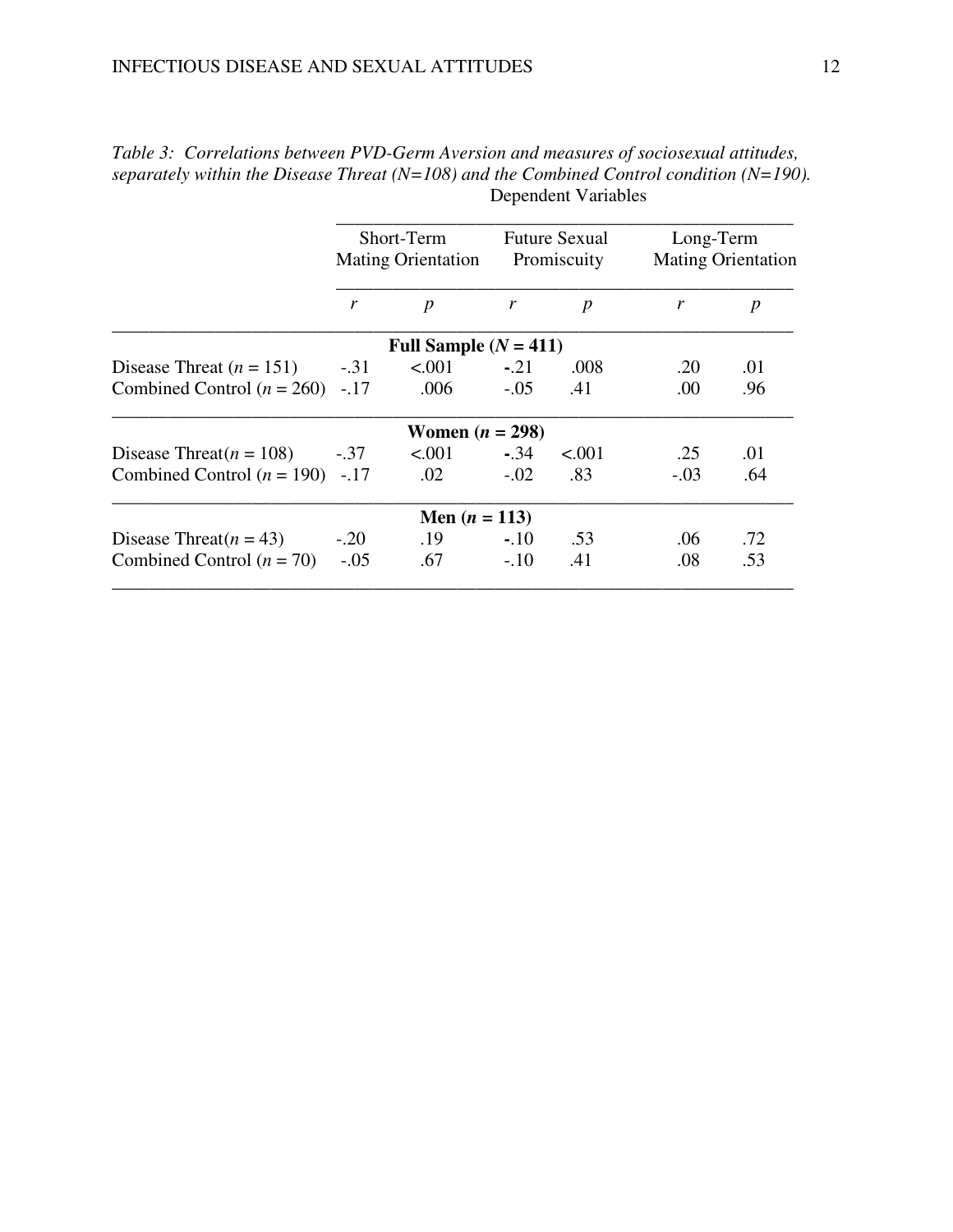*Table 3: Correlations between PVD-Germ Aversion and measures of sociosexual attitudes, separately within the Disease Threat (N=108) and the Combined Control condition (N=190).*

| | Dependent Variables | | | | | |
|---|---|---|---|---|---|---|
| | Short-Term Mating Orientation | | Future Sexual Promiscuity | | Long-Term Mating Orientation | |
| | *r* | *p* | *r* | *p* | *r* | *p* |
| **Full Sample ($N$ = 411)** | | | | | | |
| Disease Threat ($n$ = 151) | -.31 | <.001 | -.21 | .008 | .20 | .01 |
| Combined Control ($n$ = 260) | -.17 | .006 | -.05 | .41 | .00 | .96 |
| **Women ($n$ = 298)** | | | | | | |
| Disease Threat($n$ = 108) | -.37 | <.001 | -.34 | <.001 | .25 | .01 |
| Combined Control ($n$ = 190) | -.17 | .02 | -.02 | .83 | -.03 | .64 |
| **Men ($n$ = 113)** | | | | | | |
| Disease Threat($n$ = 43) | -.20 | .19 | -.10 | .53 | .06 | .72 |
| Combined Control ($n$ = 70) | -.05 | .67 | -.10 | .41 | .08 | .53 |